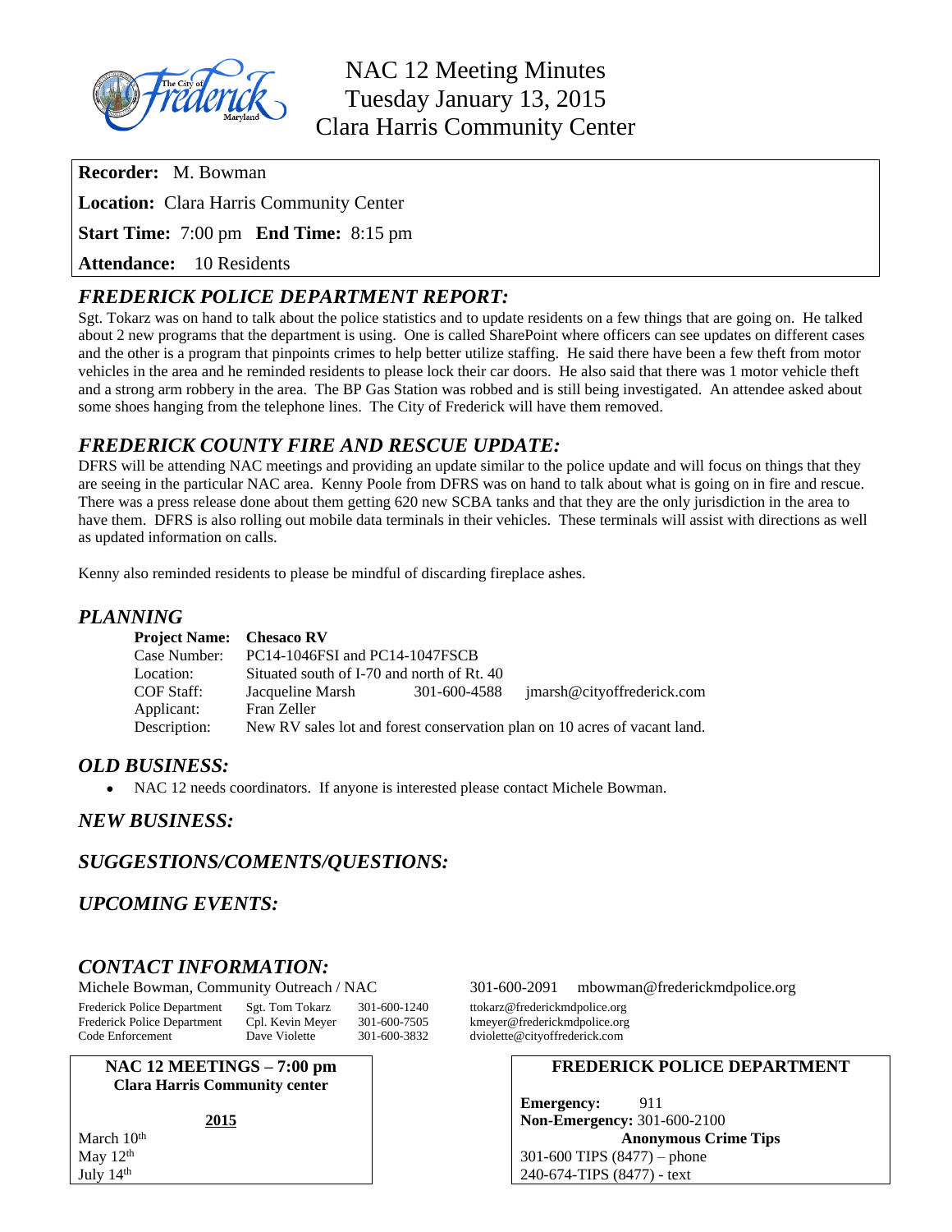# NAC 12 Meeting Minutes
# Tuesday January 13, 2015
# Clara Harris Community Center

**Recorder:** M. Bowman

**Location:** Clara Harris Community Center

**Start Time:** 7:00 pm **End Time:** 8:15 pm

**Attendance:** 10 Residents

## *FREDERICK POLICE DEPARTMENT REPORT:*

Sgt. Tokarz was on hand to talk about the police statistics and to update residents on a few things that are going on. He talked about 2 new programs that the department is using. One is called SharePoint where officers can see updates on different cases and the other is a program that pinpoints crimes to help better utilize staffing. He said there have been a few theft from motor vehicles in the area and he reminded residents to please lock their car doors. He also said that there was 1 motor vehicle theft and a strong arm robbery in the area. The BP Gas Station was robbed and is still being investigated. An attendee asked about some shoes hanging from the telephone lines. The City of Frederick will have them removed.

## *FREDERICK COUNTY FIRE AND RESCUE UPDATE:*

DFRS will be attending NAC meetings and providing an update similar to the police update and will focus on things that they are seeing in the particular NAC area. Kenny Poole from DFRS was on hand to talk about what is going on in fire and rescue. There was a press release done about them getting 620 new SCBA tanks and that they are the only jurisdiction in the area to have them. DFRS is also rolling out mobile data terminals in their vehicles. These terminals will assist with directions as well as updated information on calls.

Kenny also reminded residents to please be mindful of discarding fireplace ashes.

## *PLANNING*

| | | | |
|---|---|---|---|
| **Project Name:** | **Chesaco RV** | | |
| Case Number: | PC14-1046FSI and PC14-1047FSCB | | |
| Location: | Situated south of I-70 and north of Rt. 40 | | |
| COF Staff: | Jacqueline Marsh | 301-600-4588 | jmarsh@cityoffrederick.com |
| Applicant: | Fran Zeller | | |
| Description: | New RV sales lot and forest conservation plan on 10 acres of vacant land. | | |

## *OLD BUSINESS:*

- NAC 12 needs coordinators. If anyone is interested please contact Michele Bowman.

## *NEW BUSINESS:*

## *SUGGESTIONS/COMENTS/QUESTIONS:*

## *UPCOMING EVENTS:*

## *CONTACT INFORMATION:*

| | | | |
|---|---|---|---|
| Michele Bowman, Community Outreach / NAC | | 301-600-2091 | mbowman@frederickmdpolice.org |
| Frederick Police Department | Sgt. Tom Tokarz | 301-600-1240 | ttokarz@frederickmdpolice.org |
| Frederick Police Department | Cpl. Kevin Meyer | 301-600-7505 | kmeyer@frederickmdpolice.org |
| Code Enforcement | Dave Violette | 301-600-3832 | dviolette@cityoffrederick.com |

**NAC 12 MEETINGS – 7:00 pm**
**Clara Harris Community center**

**2015**

March 10th
May 12th
July 14th

**FREDERICK POLICE DEPARTMENT**

**Emergency:** 911
**Non-Emergency:** 301-600-2100
**Anonymous Crime Tips**
301-600 TIPS (8477) – phone
240-674-TIPS (8477) - text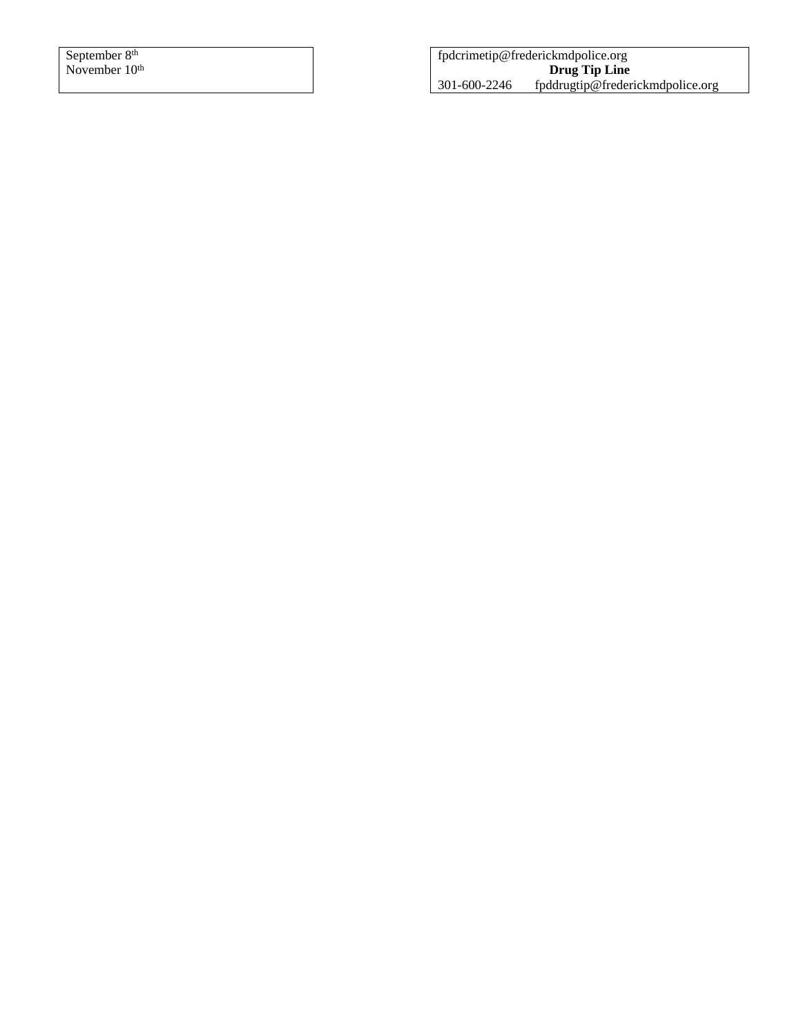September 8th
November 10th

fpdcrimetip@frederickmdpolice.org

**Drug Tip Line**

301-600-2246 fpddrugtip@frederickmdpolice.org